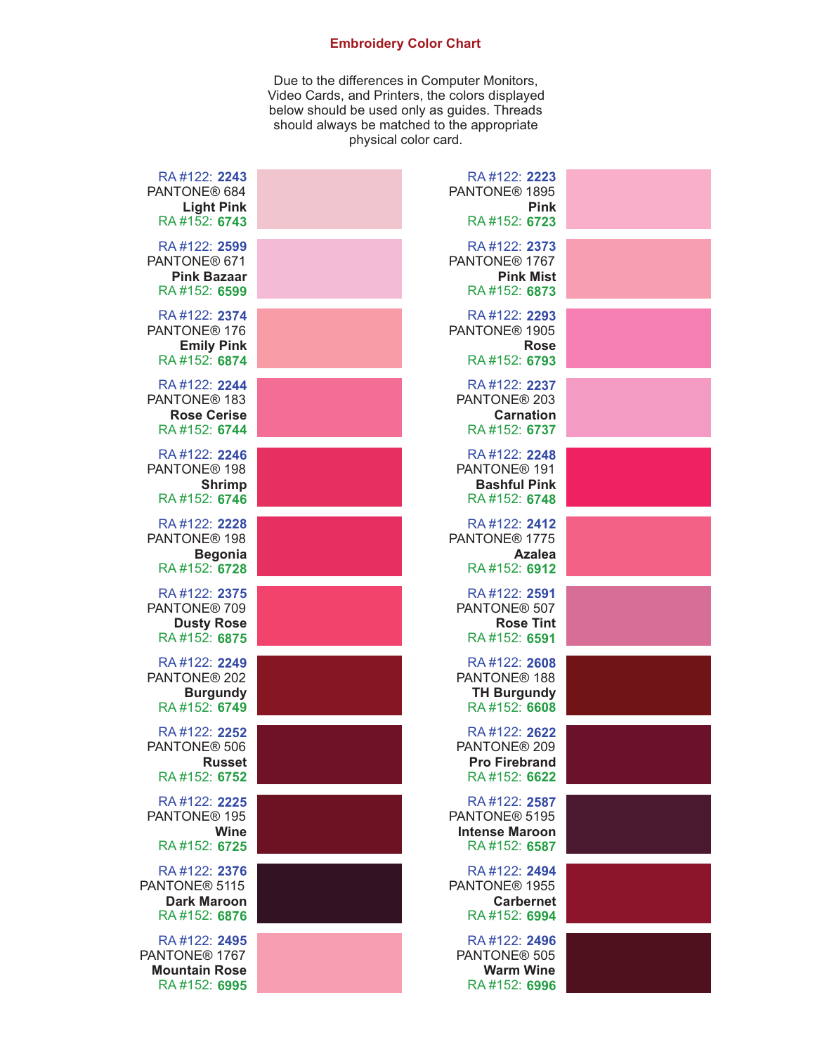# Embroidery Color Chart

Due to the differences in Computer Monitors, Video Cards, and Printers, the colors displayed below should be used only as guides. Threads should always be matched to the appropriate physical color card.

RA #122: **2243**
PANTONE® 684
**Light Pink**
RA #152: **6743**

RA #122: **2599**
PANTONE® 671
**Pink Bazaar**
RA #152: **6599**

RA #122: **2374**
PANTONE® 176
**Emily Pink**
RA #152: **6874**

RA #122: **2244**
PANTONE® 183
**Rose Cerise**
RA #152: **6744**

RA #122: **2246**
PANTONE® 198
**Shrimp**
RA #152: **6746**

RA #122: **2228**
PANTONE® 198
**Begonia**
RA #152: **6728**

RA #122: **2375**
PANTONE® 709
**Dusty Rose**
RA #152: **6875**

RA #122: **2249**
PANTONE® 202
**Burgundy**
RA #152: **6749**

RA #122: **2252**
PANTONE® 506
**Russet**
RA #152: **6752**

RA #122: **2225**
PANTONE® 195
**Wine**
RA #152: **6725**

RA #122: **2376**
PANTONE® 5115
**Dark Maroon**
RA #152: **6876**

RA #122: **2495**
PANTONE® 1767
**Mountain Rose**
RA #152: **6995**

RA #122: **2223**
PANTONE® 1895
**Pink**
RA #152: **6723**

RA #122: **2373**
PANTONE® 1767
**Pink Mist**
RA #152: **6873**

RA #122: **2293**
PANTONE® 1905
**Rose**
RA #152: **6793**

RA #122: **2237**
PANTONE® 203
**Carnation**
RA #152: **6737**

RA #122: **2248**
PANTONE® 191
**Bashful Pink**
RA #152: **6748**

RA #122: **2412**
PANTONE® 1775
**Azalea**
RA #152: **6912**

RA #122: **2591**
PANTONE® 507
**Rose Tint**
RA #152: **6591**

RA #122: **2608**
PANTONE® 188
**TH Burgundy**
RA #152: **6608**

RA #122: **2622**
PANTONE® 209
**Pro Firebrand**
RA #152: **6622**

RA #122: **2587**
PANTONE® 5195
**Intense Maroon**
RA #152: **6587**

RA #122: **2494**
PANTONE® 1955
**Carbernet**
RA #152: **6994**

RA #122: **2496**
PANTONE® 505
**Warm Wine**
RA #152: **6996**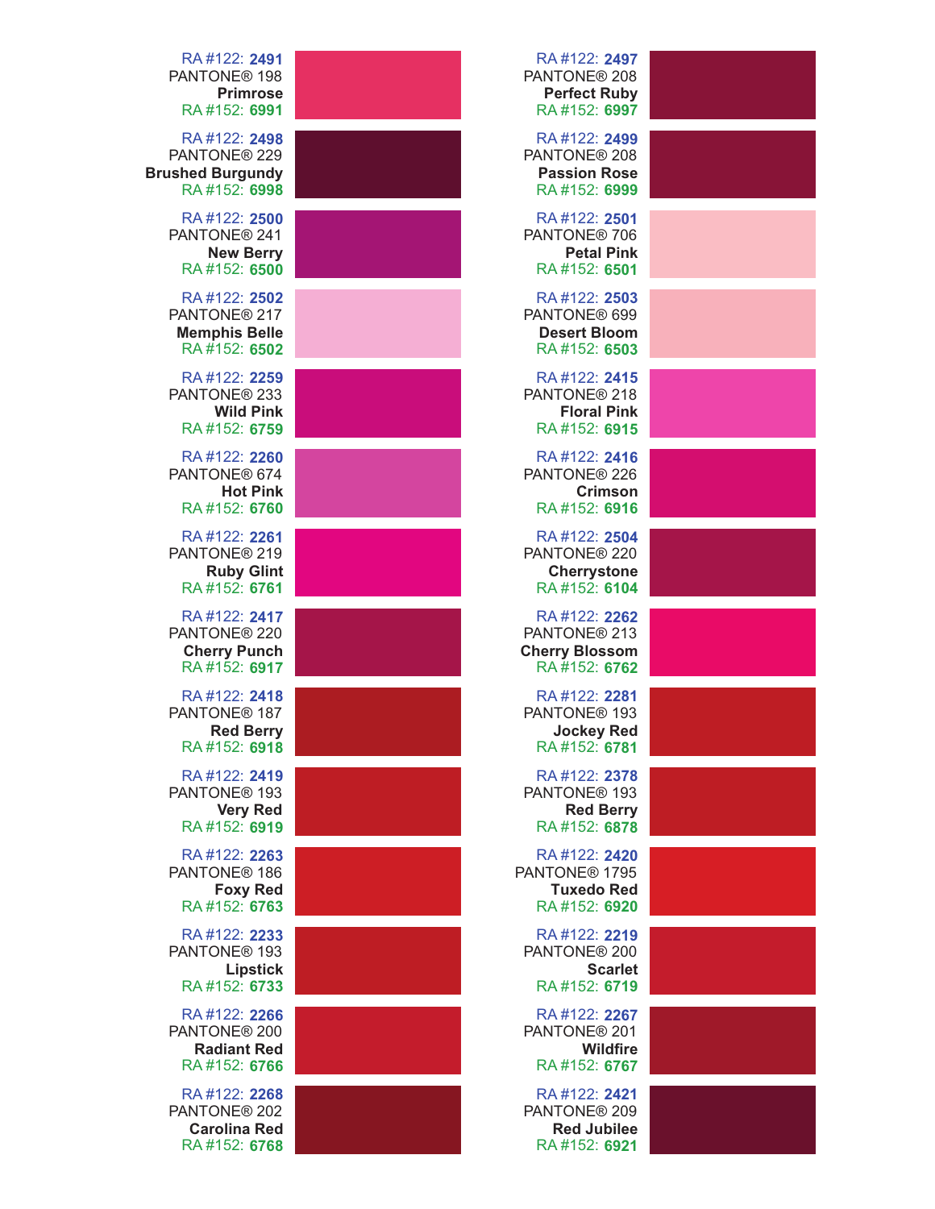RA #122: **2491**
PANTONE® 198
**Primrose**
RA #152: **6991**

RA #122: **2498**
PANTONE® 229
**Brushed Burgundy**
RA #152: **6998**

RA #122: **2500**
PANTONE® 241
**New Berry**
RA #152: **6500**

RA #122: **2502**
PANTONE® 217
**Memphis Belle**
RA #152: **6502**

RA #122: **2259**
PANTONE® 233
**Wild Pink**
RA #152: **6759**

RA #122: **2260**
PANTONE® 674
**Hot Pink**
RA #152: **6760**

RA #122: **2261**
PANTONE® 219
**Ruby Glint**
RA #152: **6761**

RA #122: **2417**
PANTONE® 220
**Cherry Punch**
RA #152: **6917**

RA #122: **2418**
PANTONE® 187
**Red Berry**
RA #152: **6918**

RA #122: **2419**
PANTONE® 193
**Very Red**
RA #152: **6919**

RA #122: **2263**
PANTONE® 186
**Foxy Red**
RA #152: **6763**

RA #122: **2233**
PANTONE® 193
**Lipstick**
RA #152: **6733**

RA #122: **2266**
PANTONE® 200
**Radiant Red**
RA #152: **6766**

RA #122: **2268**
PANTONE® 202
**Carolina Red**
RA #152: **6768**

RA #122: **2497**
PANTONE® 208
**Perfect Ruby**
RA #152: **6997**

RA #122: **2499**
PANTONE® 208
**Passion Rose**
RA #152: **6999**

RA #122: **2501**
PANTONE® 706
**Petal Pink**
RA #152: **6501**

RA #122: **2503**
PANTONE® 699
**Desert Bloom**
RA #152: **6503**

RA #122: **2415**
PANTONE® 218
**Floral Pink**
RA #152: **6915**

RA #122: **2416**
PANTONE® 226
**Crimson**
RA #152: **6916**

RA #122: **2504**
PANTONE® 220
**Cherrystone**
RA #152: **6104**

RA #122: **2262**
PANTONE® 213
**Cherry Blossom**
RA #152: **6762**

RA #122: **2281**
PANTONE® 193
**Jockey Red**
RA #152: **6781**

RA #122: **2378**
PANTONE® 193
**Red Berry**
RA #152: **6878**

RA #122: **2420**
PANTONE® 1795
**Tuxedo Red**
RA #152: **6920**

RA #122: **2219**
PANTONE® 200
**Scarlet**
RA #152: **6719**

RA #122: **2267**
PANTONE® 201
**Wildfire**
RA #152: **6767**

RA #122: **2421**
PANTONE® 209
**Red Jubilee**
RA #152: **6921**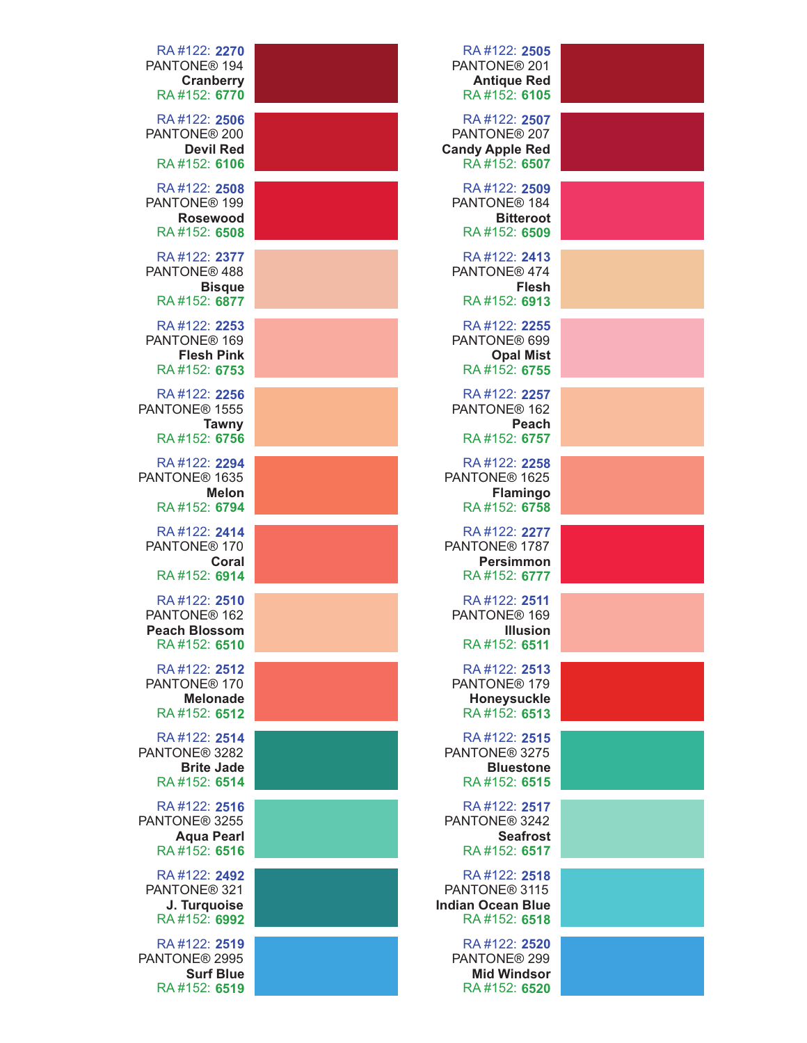RA #122: **2270**
PANTONE® 194
**Cranberry**
RA #152: **6770**

RA #122: **2505**
PANTONE® 201
**Antique Red**
RA #152: **6105**

RA #122: **2506**
PANTONE® 200
**Devil Red**
RA #152: **6106**

RA #122: **2507**
PANTONE® 207
**Candy Apple Red**
RA #152: **6507**

RA #122: **2508**
PANTONE® 199
**Rosewood**
RA #152: **6508**

RA #122: **2509**
PANTONE® 184
**Bitteroot**
RA #152: **6509**

RA #122: **2377**
PANTONE® 488
**Bisque**
RA #152: **6877**

RA #122: **2413**
PANTONE® 474
**Flesh**
RA #152: **6913**

RA #122: **2253**
PANTONE® 169
**Flesh Pink**
RA #152: **6753**

RA #122: **2255**
PANTONE® 699
**Opal Mist**
RA #152: **6755**

RA #122: **2256**
PANTONE® 1555
**Tawny**
RA #152: **6756**

RA #122: **2257**
PANTONE® 162
**Peach**
RA #152: **6757**

RA #122: **2294**
PANTONE® 1635
**Melon**
RA #152: **6794**

RA #122: **2258**
PANTONE® 1625
**Flamingo**
RA #152: **6758**

RA #122: **2414**
PANTONE® 170
**Coral**
RA #152: **6914**

RA #122: **2277**
PANTONE® 1787
**Persimmon**
RA #152: **6777**

RA #122: **2510**
PANTONE® 162
**Peach Blossom**
RA #152: **6510**

RA #122: **2511**
PANTONE® 169
**Illusion**
RA #152: **6511**

RA #122: **2512**
PANTONE® 170
**Melonade**
RA #152: **6512**

RA #122: **2513**
PANTONE® 179
**Honeysuckle**
RA #152: **6513**

RA #122: **2514**
PANTONE® 3282
**Brite Jade**
RA #152: **6514**

RA #122: **2515**
PANTONE® 3275
**Bluestone**
RA #152: **6515**

RA #122: **2516**
PANTONE® 3255
**Aqua Pearl**
RA #152: **6516**

RA #122: **2517**
PANTONE® 3242
**Seafrost**
RA #152: **6517**

RA #122: **2492**
PANTONE® 321
**J. Turquoise**
RA #152: **6992**

RA #122: **2518**
PANTONE® 3115
**Indian Ocean Blue**
RA #152: **6518**

RA #122: **2519**
PANTONE® 2995
**Surf Blue**
RA #152: **6519**

RA #122: **2520**
PANTONE® 299
**Mid Windsor**
RA #152: **6520**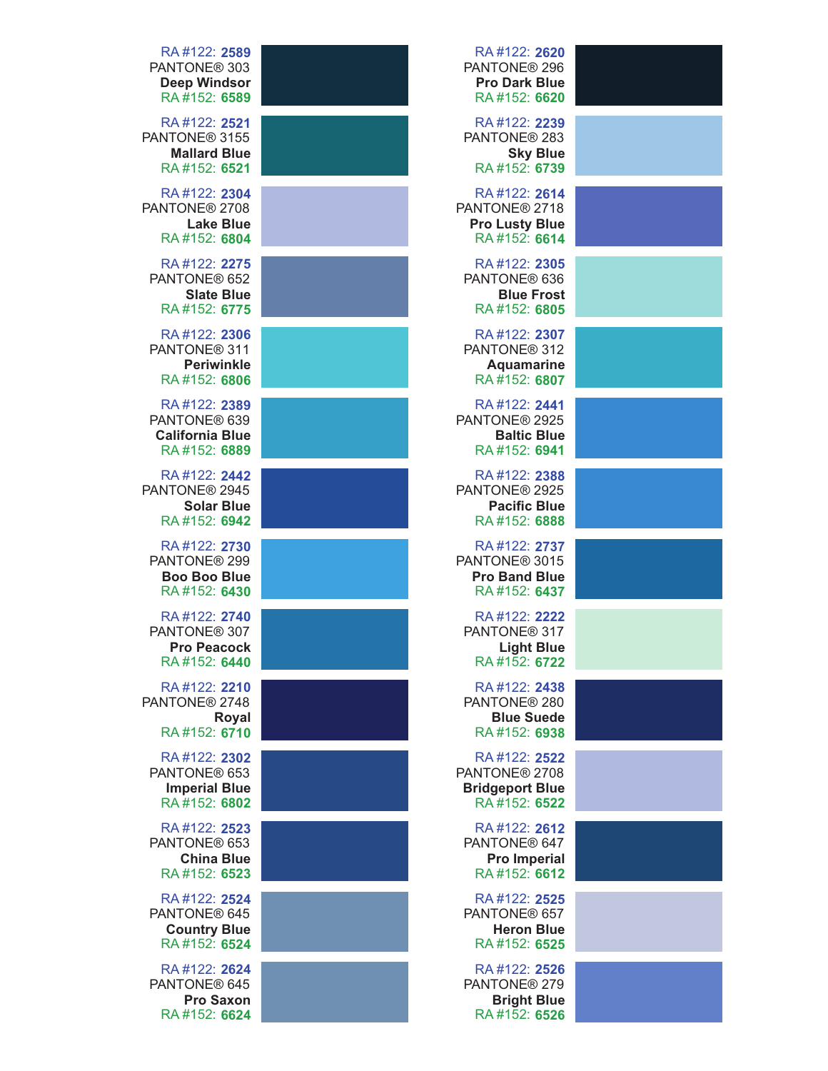RA #122: **2589**
PANTONE® 303
**Deep Windsor**
RA #152: **6589**

RA #122: **2620**
PANTONE® 296
**Pro Dark Blue**
RA #152: **6620**

RA #122: **2521**
PANTONE® 3155
**Mallard Blue**
RA #152: **6521**

RA #122: **2239**
PANTONE® 283
**Sky Blue**
RA #152: **6739**

RA #122: **2304**
PANTONE® 2708
**Lake Blue**
RA #152: **6804**

RA #122: **2614**
PANTONE® 2718
**Pro Lusty Blue**
RA #152: **6614**

RA #122: **2275**
PANTONE® 652
**Slate Blue**
RA #152: **6775**

RA #122: **2305**
PANTONE® 636
**Blue Frost**
RA #152: **6805**

RA #122: **2306**
PANTONE® 311
**Periwinkle**
RA #152: **6806**

RA #122: **2307**
PANTONE® 312
**Aquamarine**
RA #152: **6807**

RA #122: **2389**
PANTONE® 639
**California Blue**
RA #152: **6889**

RA #122: **2441**
PANTONE® 2925
**Baltic Blue**
RA #152: **6941**

RA #122: **2442**
PANTONE® 2945
**Solar Blue**
RA #152: **6942**

RA #122: **2388**
PANTONE® 2925
**Pacific Blue**
RA #152: **6888**

RA #122: **2730**
PANTONE® 299
**Boo Boo Blue**
RA #152: **6430**

RA #122: **2737**
PANTONE® 3015
**Pro Band Blue**
RA #152: **6437**

RA #122: **2740**
PANTONE® 307
**Pro Peacock**
RA #152: **6440**

RA #122: **2222**
PANTONE® 317
**Light Blue**
RA #152: **6722**

RA #122: **2210**
PANTONE® 2748
**Royal**
RA #152: **6710**

RA #122: **2438**
PANTONE® 280
**Blue Suede**
RA #152: **6938**

RA #122: **2302**
PANTONE® 653
**Imperial Blue**
RA #152: **6802**

RA #122: **2522**
PANTONE® 2708
**Bridgeport Blue**
RA #152: **6522**

RA #122: **2523**
PANTONE® 653
**China Blue**
RA #152: **6523**

RA #122: **2612**
PANTONE® 647
**Pro Imperial**
RA #152: **6612**

RA #122: **2524**
PANTONE® 645
**Country Blue**
RA #152: **6524**

RA #122: **2525**
PANTONE® 657
**Heron Blue**
RA #152: **6525**

RA #122: **2624**
PANTONE® 645
**Pro Saxon**
RA #152: **6624**

RA #122: **2526**
PANTONE® 279
**Bright Blue**
RA #152: **6526**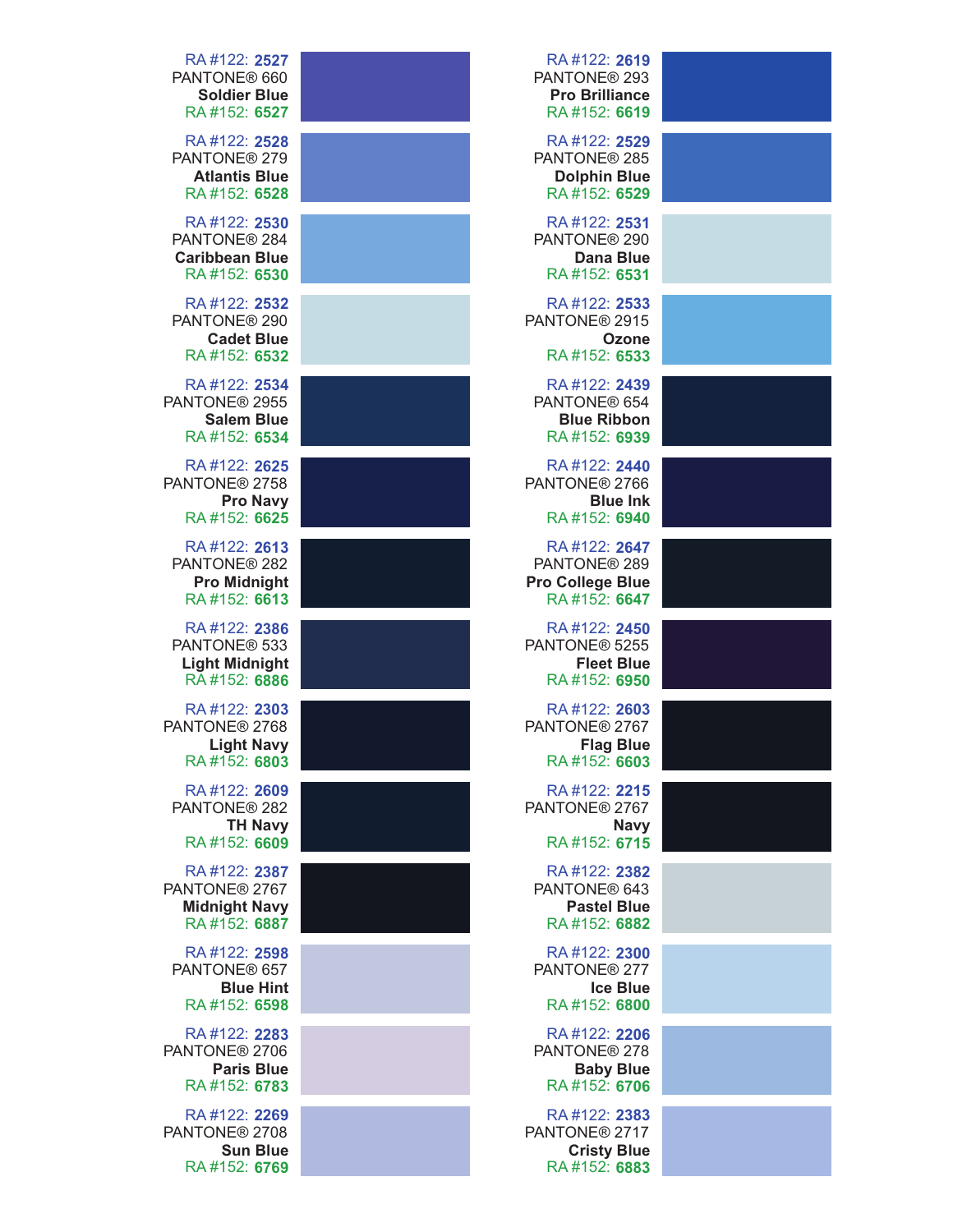RA #122: **2527**
PANTONE® 660
**Soldier Blue**
RA #152: **6527**

RA #122: **2528**
PANTONE® 279
**Atlantis Blue**
RA #152: **6528**

RA #122: **2530**
PANTONE® 284
**Caribbean Blue**
RA #152: **6530**

RA #122: **2532**
PANTONE® 290
**Cadet Blue**
RA #152: **6532**

RA #122: **2534**
PANTONE® 2955
**Salem Blue**
RA #152: **6534**

RA #122: **2625**
PANTONE® 2758
**Pro Navy**
RA #152: **6625**

RA #122: **2613**
PANTONE® 282
**Pro Midnight**
RA #152: **6613**

RA #122: **2386**
PANTONE® 533
**Light Midnight**
RA #152: **6886**

RA #122: **2303**
PANTONE® 2768
**Light Navy**
RA #152: **6803**

RA #122: **2609**
PANTONE® 282
**TH Navy**
RA #152: **6609**

RA #122: **2387**
PANTONE® 2767
**Midnight Navy**
RA #152: **6887**

RA #122: **2598**
PANTONE® 657
**Blue Hint**
RA #152: **6598**

RA #122: **2283**
PANTONE® 2706
**Paris Blue**
RA #152: **6783**

RA #122: **2269**
PANTONE® 2708
**Sun Blue**
RA #152: **6769**

RA #122: **2619**
PANTONE® 293
**Pro Brilliance**
RA #152: **6619**

RA #122: **2529**
PANTONE® 285
**Dolphin Blue**
RA #152: **6529**

RA #122: **2531**
PANTONE® 290
**Dana Blue**
RA #152: **6531**

RA #122: **2533**
PANTONE® 2915
**Ozone**
RA #152: **6533**

RA #122: **2439**
PANTONE® 654
**Blue Ribbon**
RA #152: **6939**

RA #122: **2440**
PANTONE® 2766
**Blue Ink**
RA #152: **6940**

RA #122: **2647**
PANTONE® 289
**Pro College Blue**
RA #152: **6647**

RA #122: **2450**
PANTONE® 5255
**Fleet Blue**
RA #152: **6950**

RA #122: **2603**
PANTONE® 2767
**Flag Blue**
RA #152: **6603**

RA #122: **2215**
PANTONE® 2767
**Navy**
RA #152: **6715**

RA #122: **2382**
PANTONE® 643
**Pastel Blue**
RA #152: **6882**

RA #122: **2300**
PANTONE® 277
**Ice Blue**
RA #152: **6800**

RA #122: **2206**
PANTONE® 278
**Baby Blue**
RA #152: **6706**

RA #122: **2383**
PANTONE® 2717
**Cristy Blue**
RA #152: **6883**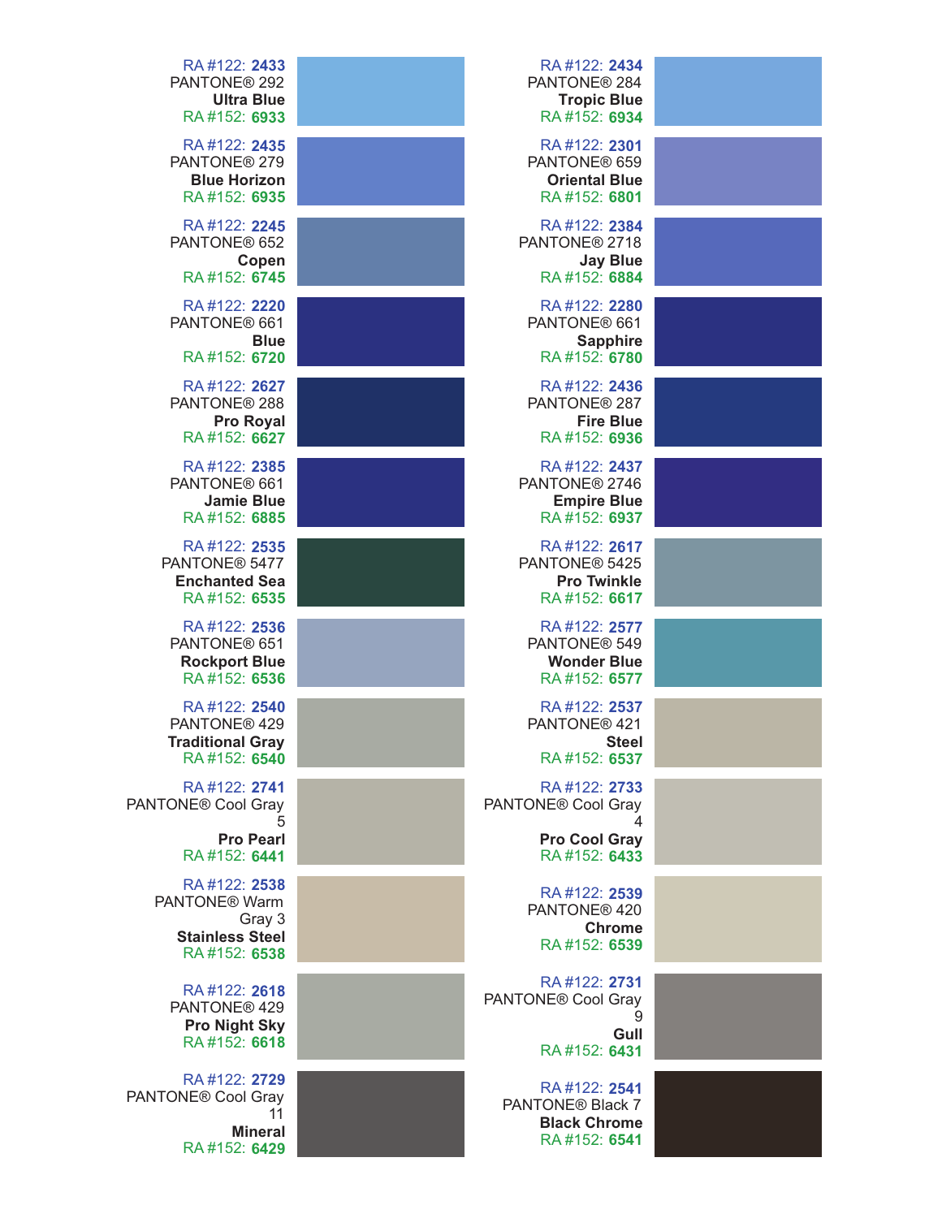RA #122: **2433**
PANTONE® 292
**Ultra Blue**
RA #152: **6933**

RA #122: **2434**
PANTONE® 284
**Tropic Blue**
RA #152: **6934**

RA #122: **2435**
PANTONE® 279
**Blue Horizon**
RA #152: **6935**

RA #122: **2301**
PANTONE® 659
**Oriental Blue**
RA #152: **6801**

RA #122: **2245**
PANTONE® 652
**Copen**
RA #152: **6745**

RA #122: **2384**
PANTONE® 2718
**Jay Blue**
RA #152: **6884**

RA #122: **2220**
PANTONE® 661
**Blue**
RA #152: **6720**

RA #122: **2280**
PANTONE® 661
**Sapphire**
RA #152: **6780**

RA #122: **2627**
PANTONE® 288
**Pro Royal**
RA #152: **6627**

RA #122: **2436**
PANTONE® 287
**Fire Blue**
RA #152: **6936**

RA #122: **2385**
PANTONE® 661
**Jamie Blue**
RA #152: **6885**

RA #122: **2437**
PANTONE® 2746
**Empire Blue**
RA #152: **6937**

RA #122: **2535**
PANTONE® 5477
**Enchanted Sea**
RA #152: **6535**

RA #122: **2617**
PANTONE® 5425
**Pro Twinkle**
RA #152: **6617**

RA #122: **2536**
PANTONE® 651
**Rockport Blue**
RA #152: **6536**

RA #122: **2577**
PANTONE® 549
**Wonder Blue**
RA #152: **6577**

RA #122: **2540**
PANTONE® 429
**Traditional Gray**
RA #152: **6540**

RA #122: **2537**
PANTONE® 421
**Steel**
RA #152: **6537**

RA #122: **2741**
PANTONE® Cool Gray 5
**Pro Pearl**
RA #152: **6441**

RA #122: **2733**
PANTONE® Cool Gray 4
**Pro Cool Gray**
RA #152: **6433**

RA #122: **2538**
PANTONE® Warm Gray 3
**Stainless Steel**
RA #152: **6538**

RA #122: **2539**
PANTONE® 420
**Chrome**
RA #152: **6539**

RA #122: **2618**
PANTONE® 429
**Pro Night Sky**
RA #152: **6618**

RA #122: **2731**
PANTONE® Cool Gray 9
**Gull**
RA #152: **6431**

RA #122: **2729**
PANTONE® Cool Gray 11
**Mineral**
RA #152: **6429**

RA #122: **2541**
PANTONE® Black 7
**Black Chrome**
RA #152: **6541**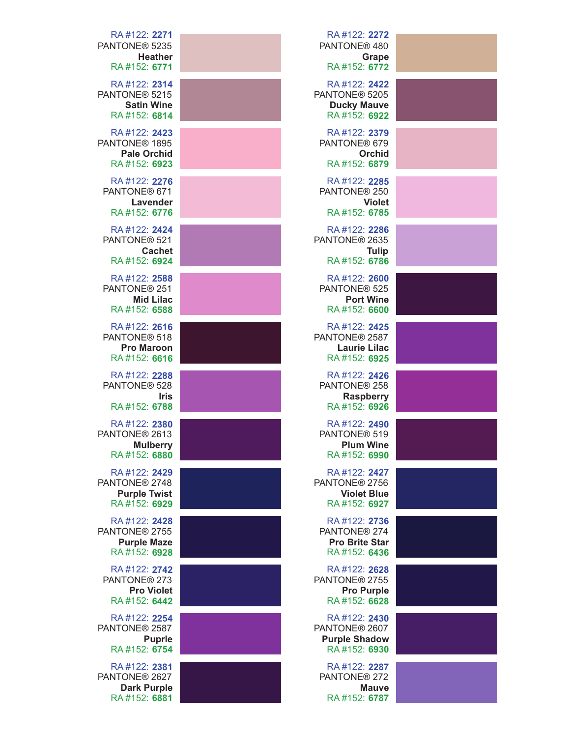RA #122: **2271**
PANTONE® 5235
**Heather**
RA #152: **6771**

RA #122: **2272**
PANTONE® 480
**Grape**
RA #152: **6772**

RA #122: **2314**
PANTONE® 5215
**Satin Wine**
RA #152: **6814**

RA #122: **2422**
PANTONE® 5205
**Ducky Mauve**
RA #152: **6922**

RA #122: **2423**
PANTONE® 1895
**Pale Orchid**
RA #152: **6923**

RA #122: **2379**
PANTONE® 679
**Orchid**
RA #152: **6879**

RA #122: **2276**
PANTONE® 671
**Lavender**
RA #152: **6776**

RA #122: **2285**
PANTONE® 250
**Violet**
RA #152: **6785**

RA #122: **2424**
PANTONE® 521
**Cachet**
RA #152: **6924**

RA #122: **2286**
PANTONE® 2635
**Tulip**
RA #152: **6786**

RA #122: **2588**
PANTONE® 251
**Mid Lilac**
RA #152: **6588**

RA #122: **2600**
PANTONE® 525
**Port Wine**
RA #152: **6600**

RA #122: **2616**
PANTONE® 518
**Pro Maroon**
RA #152: **6616**

RA #122: **2425**
PANTONE® 2587
**Laurie Lilac**
RA #152: **6925**

RA #122: **2288**
PANTONE® 528
**Iris**
RA #152: **6788**

RA #122: **2426**
PANTONE® 258
**Raspberry**
RA #152: **6926**

RA #122: **2380**
PANTONE® 2613
**Mulberry**
RA #152: **6880**

RA #122: **2490**
PANTONE® 519
**Plum Wine**
RA #152: **6990**

RA #122: **2429**
PANTONE® 2748
**Purple Twist**
RA #152: **6929**

RA #122: **2427**
PANTONE® 2756
**Violet Blue**
RA #152: **6927**

RA #122: **2428**
PANTONE® 2755
**Purple Maze**
RA #152: **6928**

RA #122: **2736**
PANTONE® 274
**Pro Brite Star**
RA #152: **6436**

RA #122: **2742**
PANTONE® 273
**Pro Violet**
RA #152: **6442**

RA #122: **2628**
PANTONE® 2755
**Pro Purple**
RA #152: **6628**

RA #122: **2254**
PANTONE® 2587
**Purple**
RA #152: **6754**

RA #122: **2430**
PANTONE® 2607
**Purple Shadow**
RA #152: **6930**

RA #122: **2381**
PANTONE® 2627
**Dark Purple**
RA #152: **6881**

RA #122: **2287**
PANTONE® 272
**Mauve**
RA #152: **6787**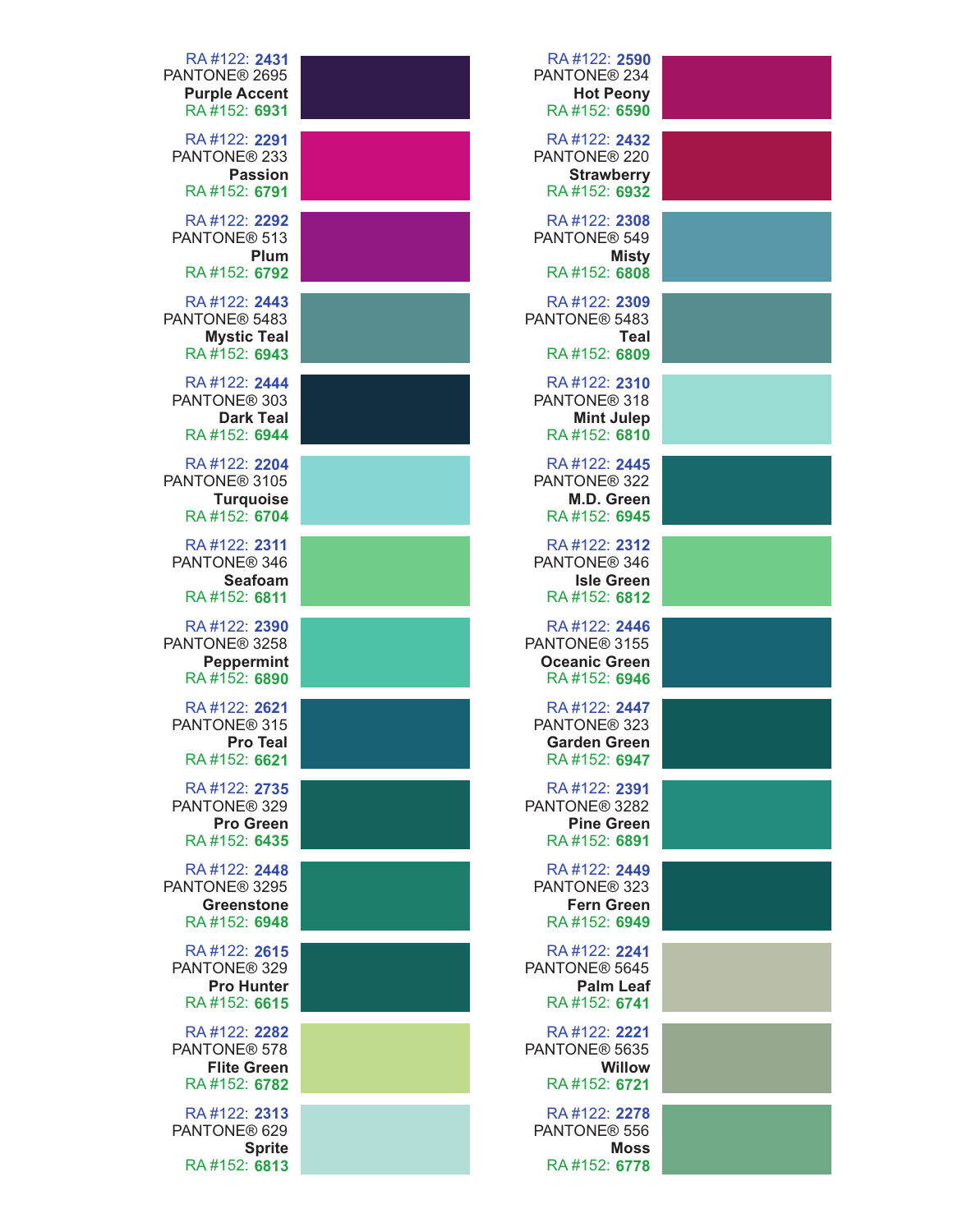RA #122: **2431**
PANTONE® 2695
**Purple Accent**
RA #152: **6931**

RA #122: **2291**
PANTONE® 233
**Passion**
RA #152: **6791**

RA #122: **2292**
PANTONE® 513
**Plum**
RA #152: **6792**

RA #122: **2443**
PANTONE® 5483
**Mystic Teal**
RA #152: **6943**

RA #122: **2444**
PANTONE® 303
**Dark Teal**
RA #152: **6944**

RA #122: **2204**
PANTONE® 3105
**Turquoise**
RA #152: **6704**

RA #122: **2311**
PANTONE® 346
**Seafoam**
RA #152: **6811**

RA #122: **2390**
PANTONE® 3258
**Peppermint**
RA #152: **6890**

RA #122: **2621**
PANTONE® 315
**Pro Teal**
RA #152: **6621**

RA #122: **2735**
PANTONE® 329
**Pro Green**
RA #152: **6435**

RA #122: **2448**
PANTONE® 3295
**Greenstone**
RA #152: **6948**

RA #122: **2615**
PANTONE® 329
**Pro Hunter**
RA #152: **6615**

RA #122: **2282**
PANTONE® 578
**Flite Green**
RA #152: **6782**

RA #122: **2313**
PANTONE® 629
**Sprite**
RA #152: **6813**

RA #122: **2590**
PANTONE® 234
**Hot Peony**
RA #152: **6590**

RA #122: **2432**
PANTONE® 220
**Strawberry**
RA #152: **6932**

RA #122: **2308**
PANTONE® 549
**Misty**
RA #152: **6808**

RA #122: **2309**
PANTONE® 5483
**Teal**
RA #152: **6809**

RA #122: **2310**
PANTONE® 318
**Mint Julep**
RA #152: **6810**

RA #122: **2445**
PANTONE® 322
**M.D. Green**
RA #152: **6945**

RA #122: **2312**
PANTONE® 346
**Isle Green**
RA #152: **6812**

RA #122: **2446**
PANTONE® 3155
**Oceanic Green**
RA #152: **6946**

RA #122: **2447**
PANTONE® 323
**Garden Green**
RA #152: **6947**

RA #122: **2391**
PANTONE® 3282
**Pine Green**
RA #152: **6891**

RA #122: **2449**
PANTONE® 323
**Fern Green**
RA #152: **6949**

RA #122: **2241**
PANTONE® 5645
**Palm Leaf**
RA #152: **6741**

RA #122: **2221**
PANTONE® 5635
**Willow**
RA #152: **6721**

RA #122: **2278**
PANTONE® 556
**Moss**
RA #152: **6778**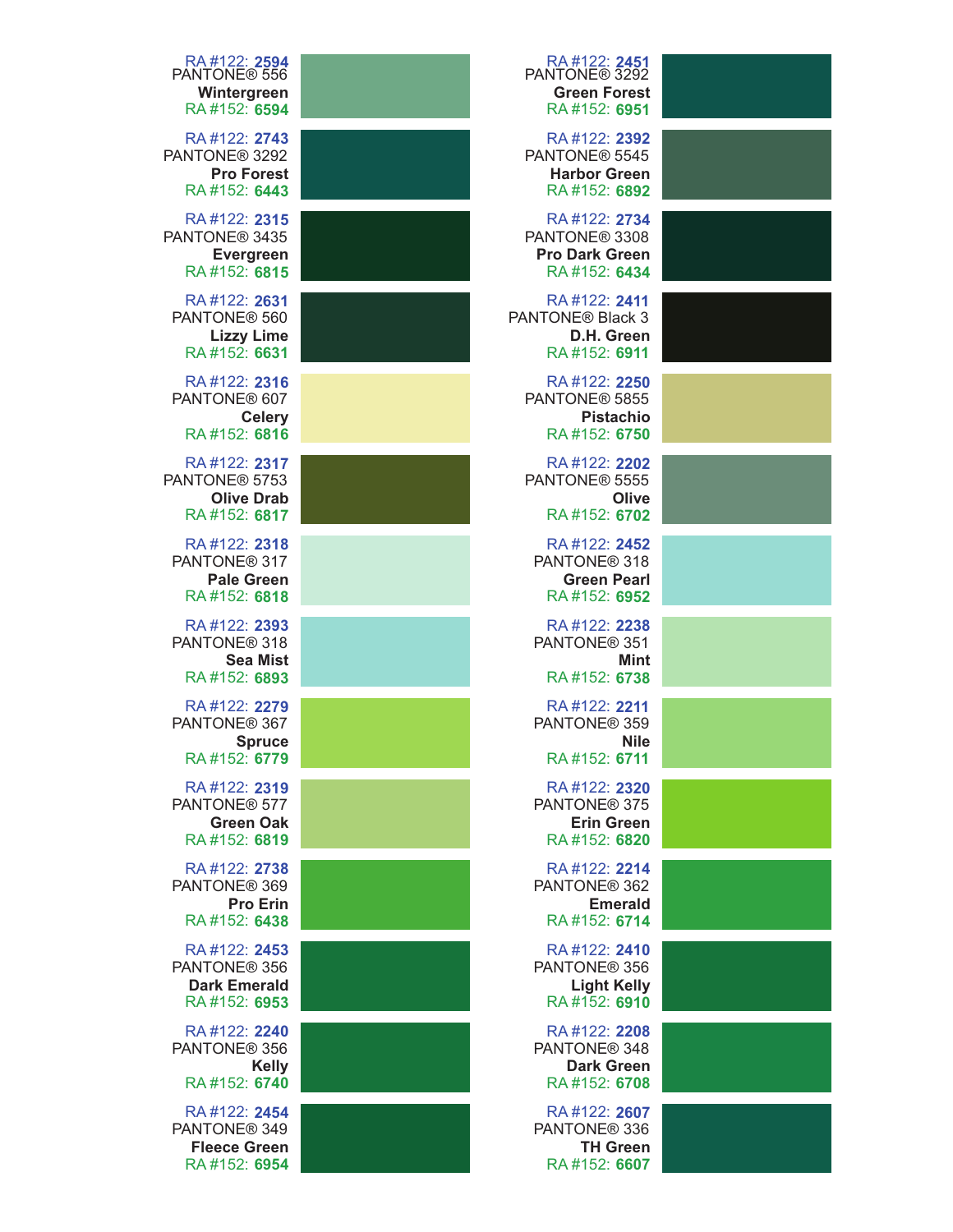RA #122: **2594**
PANTONE® 556
**Wintergreen**
RA #152: **6594**

RA #122: **2743**
PANTONE® 3292
**Pro Forest**
RA #152: **6443**

RA #122: **2315**
PANTONE® 3435
**Evergreen**
RA #152: **6815**

RA #122: **2631**
PANTONE® 560
**Lizzy Lime**
RA #152: **6631**

RA #122: **2316**
PANTONE® 607
**Celery**
RA #152: **6816**

RA #122: **2317**
PANTONE® 5753
**Olive Drab**
RA #152: **6817**

RA #122: **2318**
PANTONE® 317
**Pale Green**
RA #152: **6818**

RA #122: **2393**
PANTONE® 318
**Sea Mist**
RA #152: **6893**

RA #122: **2279**
PANTONE® 367
**Spruce**
RA #152: **6779**

RA #122: **2319**
PANTONE® 577
**Green Oak**
RA #152: **6819**

RA #122: **2738**
PANTONE® 369
**Pro Erin**
RA #152: **6438**

RA #122: **2453**
PANTONE® 356
**Dark Emerald**
RA #152: **6953**

RA #122: **2240**
PANTONE® 356
**Kelly**
RA #152: **6740**

RA #122: **2454**
PANTONE® 349
**Fleece Green**
RA #152: **6954**

RA #122: **2451**
PANTONE® 3292
**Green Forest**
RA #152: **6951**

RA #122: **2392**
PANTONE® 5545
**Harbor Green**
RA #152: **6892**

RA #122: **2734**
PANTONE® 3308
**Pro Dark Green**
RA #152: **6434**

RA #122: **2411**
PANTONE® Black 3
**D.H. Green**
RA #152: **6911**

RA #122: **2250**
PANTONE® 5855
**Pistachio**
RA #152: **6750**

RA #122: **2202**
PANTONE® 5555
**Olive**
RA #152: **6702**

RA #122: **2452**
PANTONE® 318
**Green Pearl**
RA #152: **6952**

RA #122: **2238**
PANTONE® 351
**Mint**
RA #152: **6738**

RA #122: **2211**
PANTONE® 359
**Nile**
RA #152: **6711**

RA #122: **2320**
PANTONE® 375
**Erin Green**
RA #152: **6820**

RA #122: **2214**
PANTONE® 362
**Emerald**
RA #152: **6714**

RA #122: **2410**
PANTONE® 356
**Light Kelly**
RA #152: **6910**

RA #122: **2208**
PANTONE® 348
**Dark Green**
RA #152: **6708**

RA #122: **2607**
PANTONE® 336
**TH Green**
RA #152: **6607**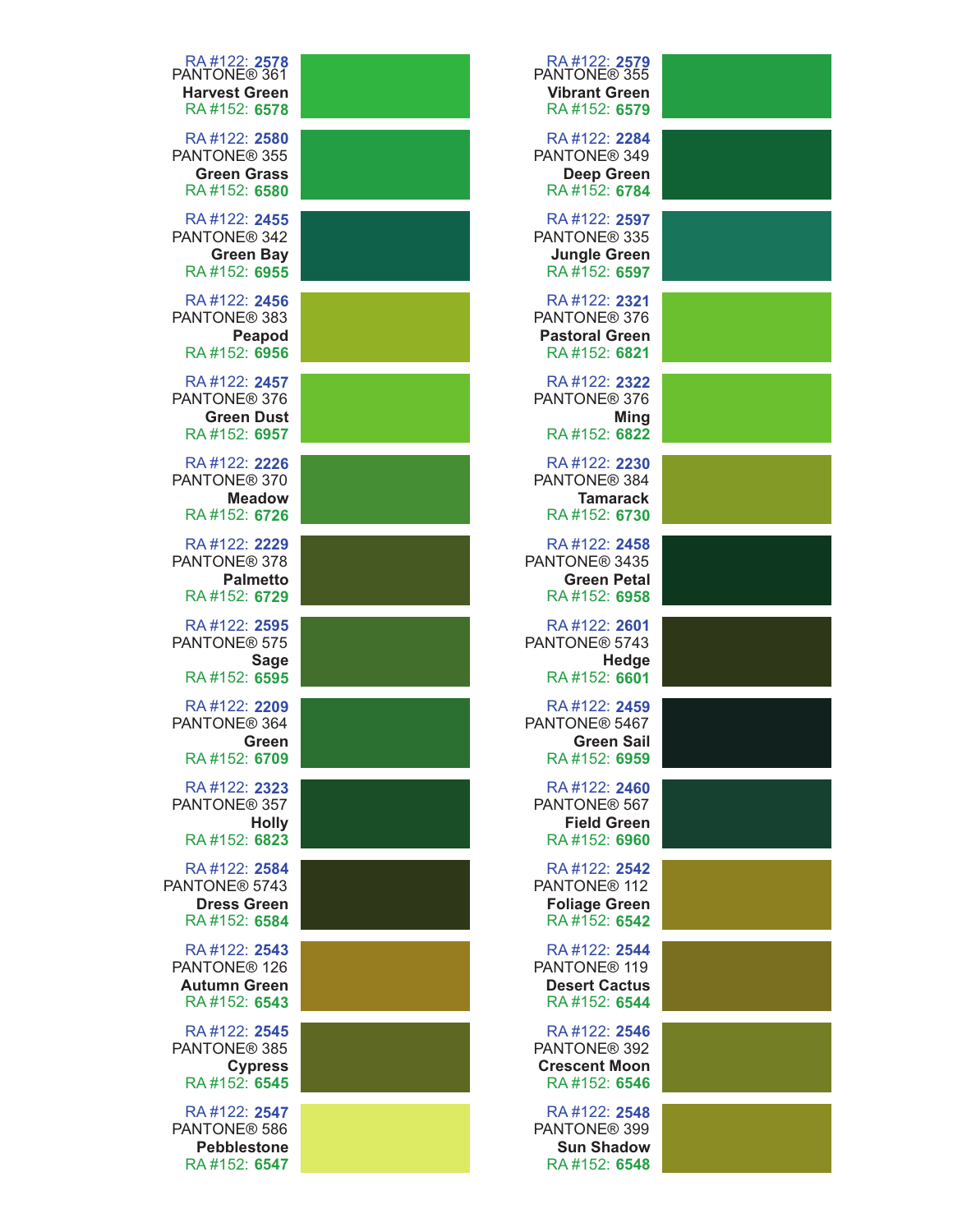RA #122: **2578**
PANTONE® 361
**Harvest Green**
RA #152: **6578**

RA #122: **2579**
PANTONE® 355
**Vibrant Green**
RA #152: **6579**

RA #122: **2580**
PANTONE® 355
**Green Grass**
RA #152: **6580**

RA #122: **2284**
PANTONE® 349
**Deep Green**
RA #152: **6784**

RA #122: **2455**
PANTONE® 342
**Green Bay**
RA #152: **6955**

RA #122: **2597**
PANTONE® 335
**Jungle Green**
RA #152: **6597**

RA #122: **2456**
PANTONE® 383
**Peapod**
RA #152: **6956**

RA #122: **2321**
PANTONE® 376
**Pastoral Green**
RA #152: **6821**

RA #122: **2457**
PANTONE® 376
**Green Dust**
RA #152: **6957**

RA #122: **2322**
PANTONE® 376
**Ming**
RA #152: **6822**

RA #122: **2226**
PANTONE® 370
**Meadow**
RA #152: **6726**

RA #122: **2230**
PANTONE® 384
**Tamarack**
RA #152: **6730**

RA #122: **2229**
PANTONE® 378
**Palmetto**
RA #152: **6729**

RA #122: **2458**
PANTONE® 3435
**Green Petal**
RA #152: **6958**

RA #122: **2595**
PANTONE® 575
**Sage**
RA #152: **6595**

RA #122: **2601**
PANTONE® 5743
**Hedge**
RA #152: **6601**

RA #122: **2209**
PANTONE® 364
**Green**
RA #152: **6709**

RA #122: **2459**
PANTONE® 5467
**Green Sail**
RA #152: **6959**

RA #122: **2323**
PANTONE® 357
**Holly**
RA #152: **6823**

RA #122: **2460**
PANTONE® 567
**Field Green**
RA #152: **6960**

RA #122: **2584**
PANTONE® 5743
**Dress Green**
RA #152: **6584**

RA #122: **2542**
PANTONE® 112
**Foliage Green**
RA #152: **6542**

RA #122: **2543**
PANTONE® 126
**Autumn Green**
RA #152: **6543**

RA #122: **2544**
PANTONE® 119
**Desert Cactus**
RA #152: **6544**

RA #122: **2545**
PANTONE® 385
**Cypress**
RA #152: **6545**

RA #122: **2546**
PANTONE® 392
**Crescent Moon**
RA #152: **6546**

RA #122: **2547**
PANTONE® 586
**Pebblestone**
RA #152: **6547**

RA #122: **2548**
PANTONE® 399
**Sun Shadow**
RA #152: **6548**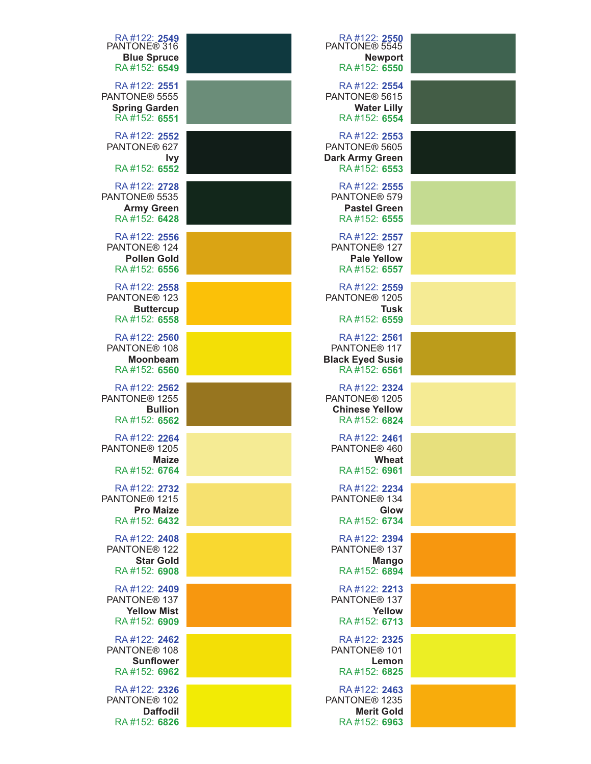RA #122: **2549**
PANTONE® 316
**Blue Spruce**
RA #152: **6549**

RA #122: **2550**
PANTONE® 5545
**Newport**
RA #152: **6550**

RA #122: **2551**
PANTONE® 5555
**Spring Garden**
RA #152: **6551**

RA #122: **2554**
PANTONE® 5615
**Water Lilly**
RA #152: **6554**

RA #122: **2552**
PANTONE® 627
**Ivy**
RA #152: **6552**

RA #122: **2553**
PANTONE® 5605
**Dark Army Green**
RA #152: **6553**

RA #122: **2728**
PANTONE® 5535
**Army Green**
RA #152: **6428**

RA #122: **2555**
PANTONE® 579
**Pastel Green**
RA #152: **6555**

RA #122: **2556**
PANTONE® 124
**Pollen Gold**
RA #152: **6556**

RA #122: **2557**
PANTONE® 127
**Pale Yellow**
RA #152: **6557**

RA #122: **2558**
PANTONE® 123
**Buttercup**
RA #152: **6558**

RA #122: **2559**
PANTONE® 1205
**Tusk**
RA #152: **6559**

RA #122: **2560**
PANTONE® 108
**Moonbeam**
RA #152: **6560**

RA #122: **2561**
PANTONE® 117
**Black Eyed Susie**
RA #152: **6561**

RA #122: **2562**
PANTONE® 1255
**Bullion**
RA #152: **6562**

RA #122: **2324**
PANTONE® 1205
**Chinese Yellow**
RA #152: **6824**

RA #122: **2264**
PANTONE® 1205
**Maize**
RA #152: **6764**

RA #122: **2461**
PANTONE® 460
**Wheat**
RA #152: **6961**

RA #122: **2732**
PANTONE® 1215
**Pro Maize**
RA #152: **6432**

RA #122: **2234**
PANTONE® 134
**Glow**
RA #152: **6734**

RA #122: **2408**
PANTONE® 122
**Star Gold**
RA #152: **6908**

RA #122: **2394**
PANTONE® 137
**Mango**
RA #152: **6894**

RA #122: **2409**
PANTONE® 137
**Yellow Mist**
RA #152: **6909**

RA #122: **2213**
PANTONE® 137
**Yellow**
RA #152: **6713**

RA #122: **2462**
PANTONE® 108
**Sunflower**
RA #152: **6962**

RA #122: **2325**
PANTONE® 101
**Lemon**
RA #152: **6825**

RA #122: **2326**
PANTONE® 102
**Daffodil**
RA #152: **6826**

RA #122: **2463**
PANTONE® 1235
**Merit Gold**
RA #152: **6963**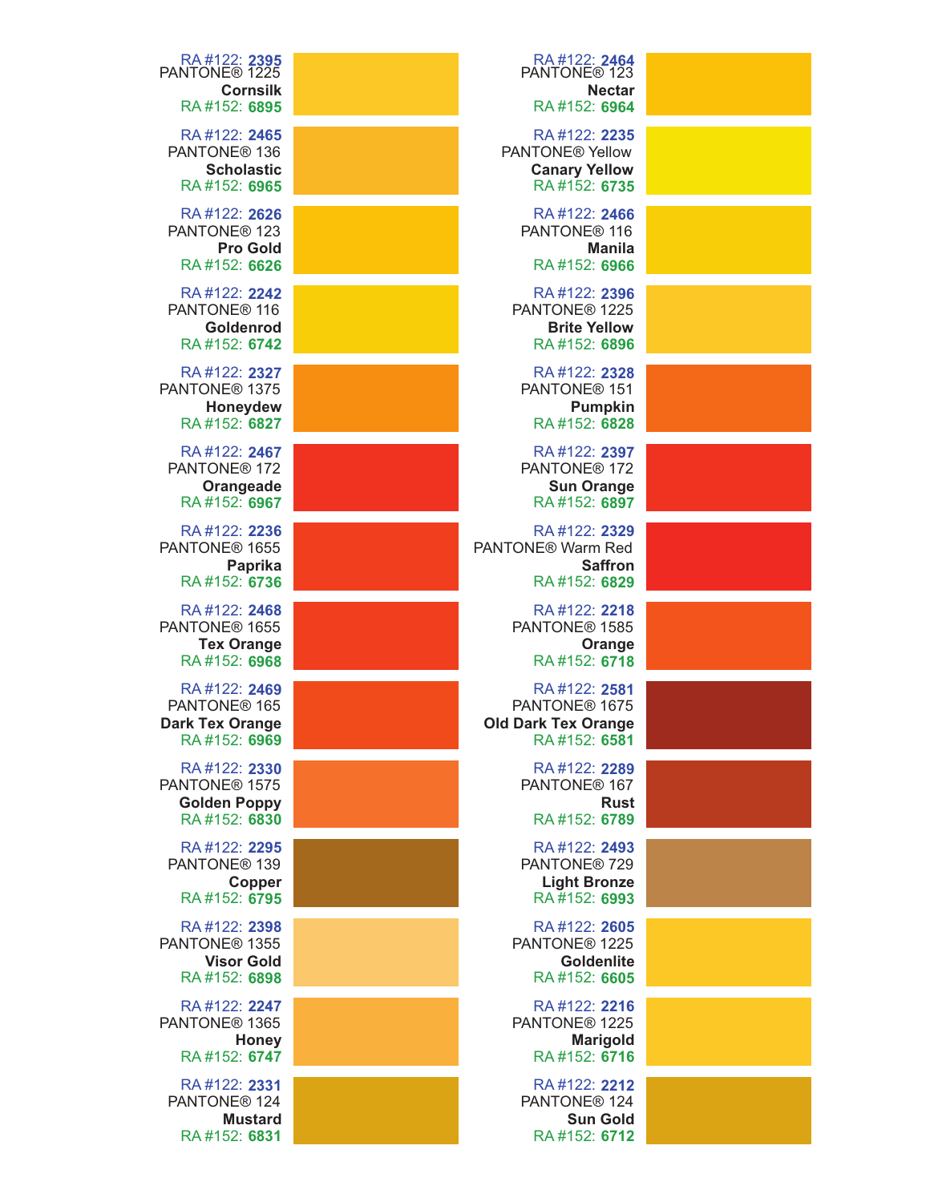RA #122: **2395**
PANTONE® 1225
**Cornsilk**
RA #152: **6895**

RA #122: **2465**
PANTONE® 136
**Scholastic**
RA #152: **6965**

RA #122: **2626**
PANTONE® 123
**Pro Gold**
RA #152: **6626**

RA #122: **2242**
PANTONE® 116
**Goldenrod**
RA #152: **6742**

RA #122: **2327**
PANTONE® 1375
**Honeydew**
RA #152: **6827**

RA #122: **2467**
PANTONE® 172
**Orangeade**
RA #152: **6967**

RA #122: **2236**
PANTONE® 1655
**Paprika**
RA #152: **6736**

RA #122: **2468**
PANTONE® 1655
**Tex Orange**
RA #152: **6968**

RA #122: **2469**
PANTONE® 165
**Dark Tex Orange**
RA #152: **6969**

RA #122: **2330**
PANTONE® 1575
**Golden Poppy**
RA #152: **6830**

RA #122: **2295**
PANTONE® 139
**Copper**
RA #152: **6795**

RA #122: **2398**
PANTONE® 1355
**Visor Gold**
RA #152: **6898**

RA #122: **2247**
PANTONE® 1365
**Honey**
RA #152: **6747**

RA #122: **2331**
PANTONE® 124
**Mustard**
RA #152: **6831**

RA #122: **2464**
PANTONE® 123
**Nectar**
RA #152: **6964**

RA #122: **2235**
PANTONE® Yellow
**Canary Yellow**
RA #152: **6735**

RA #122: **2466**
PANTONE® 116
**Manila**
RA #152: **6966**

RA #122: **2396**
PANTONE® 1225
**Brite Yellow**
RA #152: **6896**

RA #122: **2328**
PANTONE® 151
**Pumpkin**
RA #152: **6828**

RA #122: **2397**
PANTONE® 172
**Sun Orange**
RA #152: **6897**

RA #122: **2329**
PANTONE® Warm Red
**Saffron**
RA #152: **6829**

RA #122: **2218**
PANTONE® 1585
**Orange**
RA #152: **6718**

RA #122: **2581**
PANTONE® 1675
**Old Dark Tex Orange**
RA #152: **6581**

RA #122: **2289**
PANTONE® 167
**Rust**
RA #152: **6789**

RA #122: **2493**
PANTONE® 729
**Light Bronze**
RA #152: **6993**

RA #122: **2605**
PANTONE® 1225
**Goldenlite**
RA #152: **6605**

RA #122: **2216**
PANTONE® 1225
**Marigold**
RA #152: **6716**

RA #122: **2212**
PANTONE® 124
**Sun Gold**
RA #152: **6712**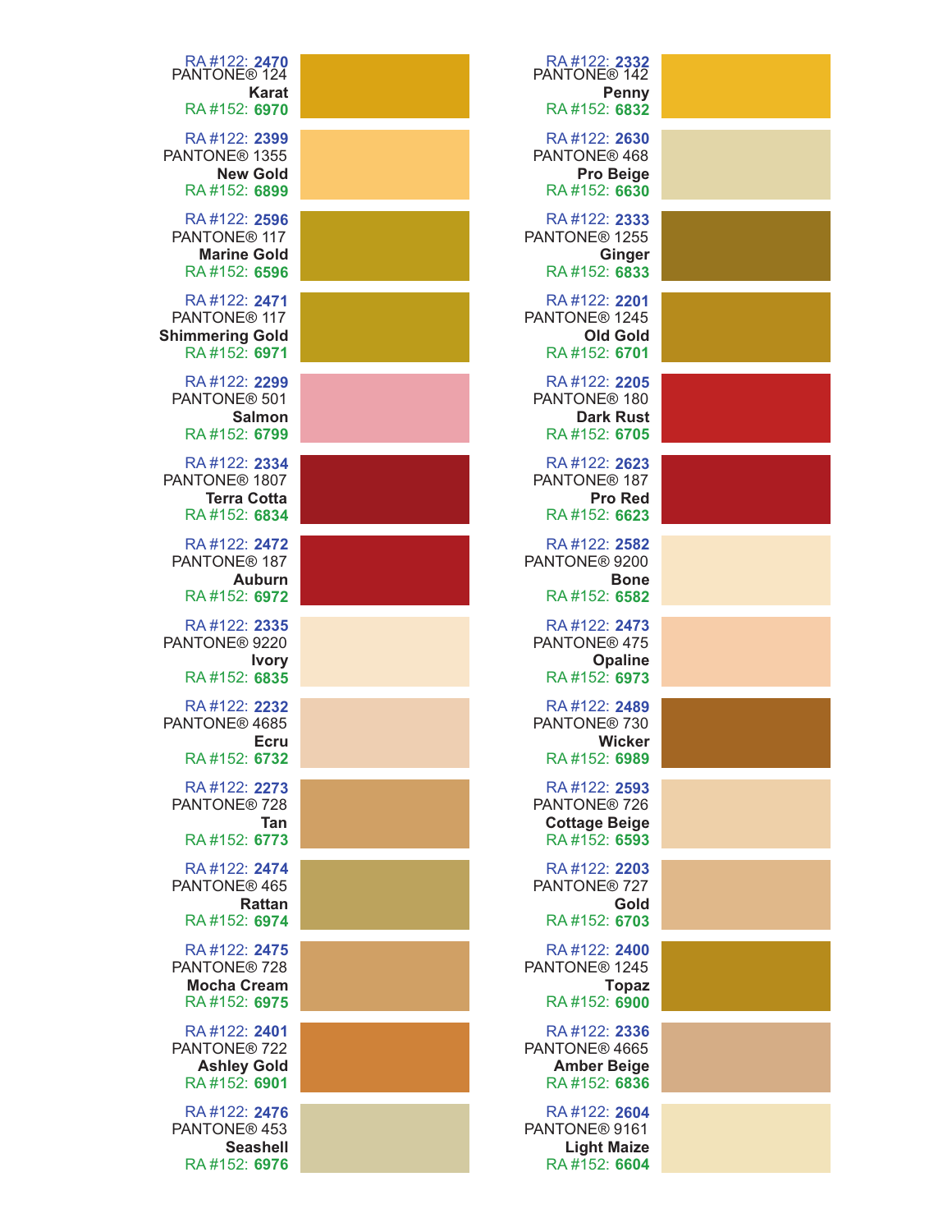RA #122: **2470**
PANTONE® 124
**Karat**
RA #152: **6970**

RA #122: **2399**
PANTONE® 1355
**New Gold**
RA #152: **6899**

RA #122: **2596**
PANTONE® 117
**Marine Gold**
RA #152: **6596**

RA #122: **2471**
PANTONE® 117
**Shimmering Gold**
RA #152: **6971**

RA #122: **2299**
PANTONE® 501
**Salmon**
RA #152: **6799**

RA #122: **2334**
PANTONE® 1807
**Terra Cotta**
RA #152: **6834**

RA #122: **2472**
PANTONE® 187
**Auburn**
RA #152: **6972**

RA #122: **2335**
PANTONE® 9220
**Ivory**
RA #152: **6835**

RA #122: **2232**
PANTONE® 4685
**Ecru**
RA #152: **6732**

RA #122: **2273**
PANTONE® 728
**Tan**
RA #152: **6773**

RA #122: **2474**
PANTONE® 465
**Rattan**
RA #152: **6974**

RA #122: **2475**
PANTONE® 728
**Mocha Cream**
RA #152: **6975**

RA #122: **2401**
PANTONE® 722
**Ashley Gold**
RA #152: **6901**

RA #122: **2476**
PANTONE® 453
**Seashell**
RA #152: **6976**

RA #122: **2332**
PANTONE® 142
**Penny**
RA #152: **6832**

RA #122: **2630**
PANTONE® 468
**Pro Beige**
RA #152: **6630**

RA #122: **2333**
PANTONE® 1255
**Ginger**
RA #152: **6833**

RA #122: **2201**
PANTONE® 1245
**Old Gold**
RA #152: **6701**

RA #122: **2205**
PANTONE® 180
**Dark Rust**
RA #152: **6705**

RA #122: **2623**
PANTONE® 187
**Pro Red**
RA #152: **6623**

RA #122: **2582**
PANTONE® 9200
**Bone**
RA #152: **6582**

RA #122: **2473**
PANTONE® 475
**Opaline**
RA #152: **6973**

RA #122: **2489**
PANTONE® 730
**Wicker**
RA #152: **6989**

RA #122: **2593**
PANTONE® 726
**Cottage Beige**
RA #152: **6593**

RA #122: **2203**
PANTONE® 727
**Gold**
RA #152: **6703**

RA #122: **2400**
PANTONE® 1245
**Topaz**
RA #152: **6900**

RA #122: **2336**
PANTONE® 4665
**Amber Beige**
RA #152: **6836**

RA #122: **2604**
PANTONE® 9161
**Light Maize**
RA #152: **6604**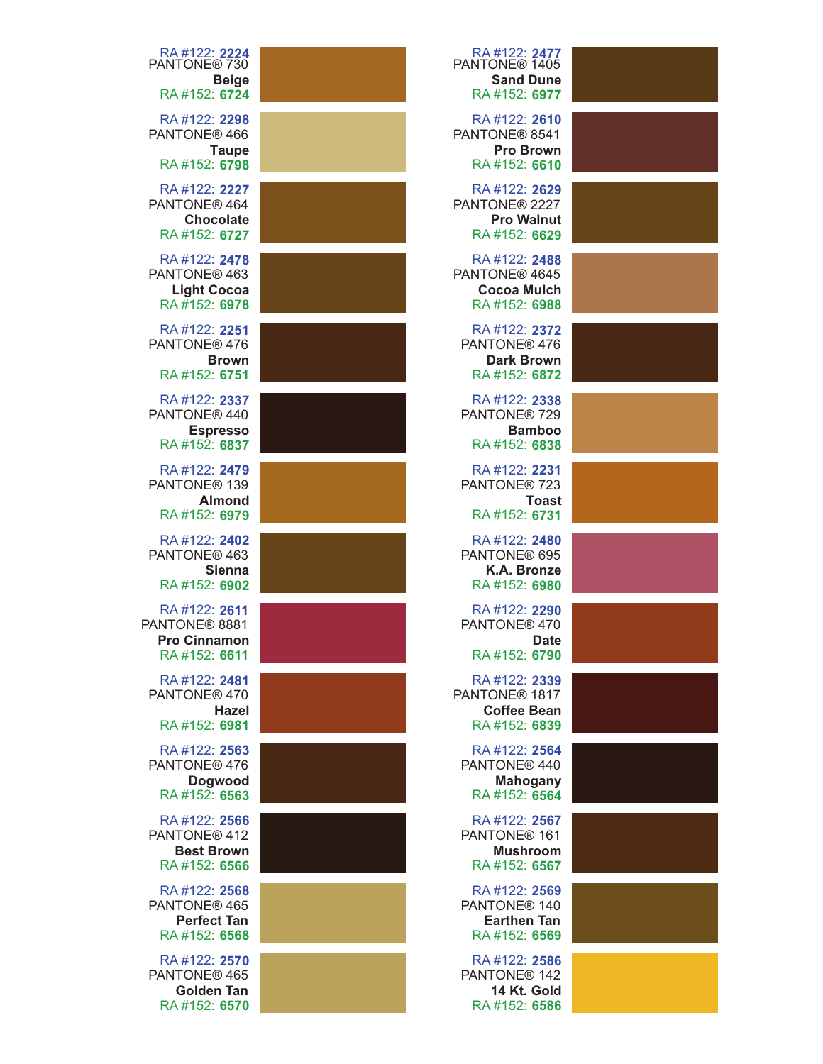RA #122: **2224**
PANTONE® 730
**Beige**
RA #152: **6724**

RA #122: **2298**
PANTONE® 466
**Taupe**
RA #152: **6798**

RA #122: **2227**
PANTONE® 464
**Chocolate**
RA #152: **6727**

RA #122: **2478**
PANTONE® 463
**Light Cocoa**
RA #152: **6978**

RA #122: **2251**
PANTONE® 476
**Brown**
RA #152: **6751**

RA #122: **2337**
PANTONE® 440
**Espresso**
RA #152: **6837**

RA #122: **2479**
PANTONE® 139
**Almond**
RA #152: **6979**

RA #122: **2402**
PANTONE® 463
**Sienna**
RA #152: **6902**

RA #122: **2611**
PANTONE® 8881
**Pro Cinnamon**
RA #152: **6611**

RA #122: **2481**
PANTONE® 470
**Hazel**
RA #152: **6981**

RA #122: **2563**
PANTONE® 476
**Dogwood**
RA #152: **6563**

RA #122: **2566**
PANTONE® 412
**Best Brown**
RA #152: **6566**

RA #122: **2568**
PANTONE® 465
**Perfect Tan**
RA #152: **6568**

RA #122: **2570**
PANTONE® 465
**Golden Tan**
RA #152: **6570**

RA #122: **2477**
PANTONE® 1405
**Sand Dune**
RA #152: **6977**

RA #122: **2610**
PANTONE® 8541
**Pro Brown**
RA #152: **6610**

RA #122: **2629**
PANTONE® 2227
**Pro Walnut**
RA #152: **6629**

RA #122: **2488**
PANTONE® 4645
**Cocoa Mulch**
RA #152: **6988**

RA #122: **2372**
PANTONE® 476
**Dark Brown**
RA #152: **6872**

RA #122: **2338**
PANTONE® 729
**Bamboo**
RA #152: **6838**

RA #122: **2231**
PANTONE® 723
**Toast**
RA #152: **6731**

RA #122: **2480**
PANTONE® 695
**K.A. Bronze**
RA #152: **6980**

RA #122: **2290**
PANTONE® 470
**Date**
RA #152: **6790**

RA #122: **2339**
PANTONE® 1817
**Coffee Bean**
RA #152: **6839**

RA #122: **2564**
PANTONE® 440
**Mahogany**
RA #152: **6564**

RA #122: **2567**
PANTONE® 161
**Mushroom**
RA #152: **6567**

RA #122: **2569**
PANTONE® 140
**Earthen Tan**
RA #152: **6569**

RA #122: **2586**
PANTONE® 142
**14 Kt. Gold**
RA #152: **6586**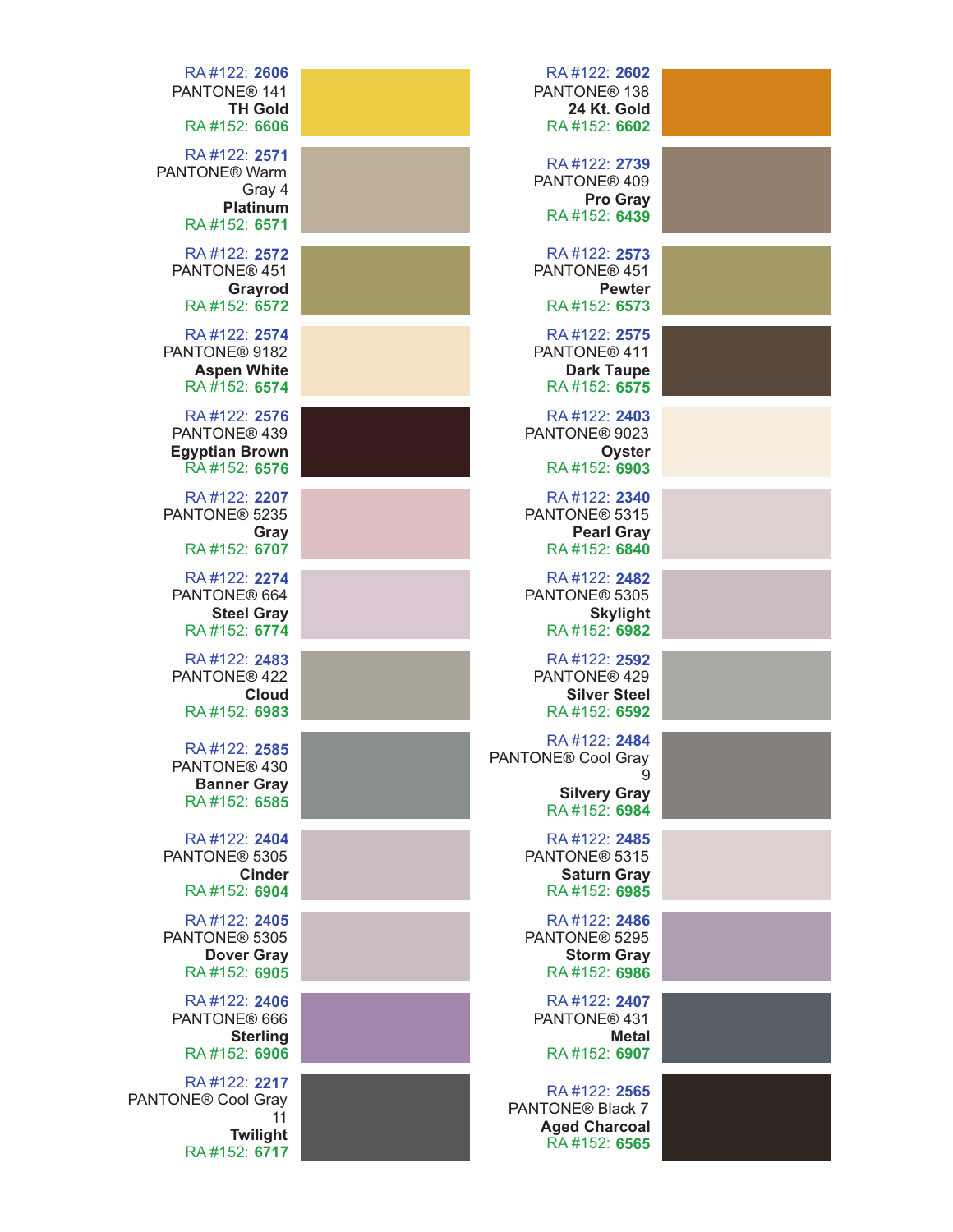RA #122: **2606**
PANTONE® 141
**TH Gold**
RA #152: **6606**

RA #122: **2602**
PANTONE® 138
**24 Kt. Gold**
RA #152: **6602**

RA #122: **2571**
PANTONE® Warm Gray 4
**Platinum**
RA #152: **6571**

RA #122: **2739**
PANTONE® 409
**Pro Gray**
RA #152: **6439**

RA #122: **2572**
PANTONE® 451
**Grayrod**
RA #152: **6572**

RA #122: **2573**
PANTONE® 451
**Pewter**
RA #152: **6573**

RA #122: **2574**
PANTONE® 9182
**Aspen White**
RA #152: **6574**

RA #122: **2575**
PANTONE® 411
**Dark Taupe**
RA #152: **6575**

RA #122: **2576**
PANTONE® 439
**Egyptian Brown**
RA #152: **6576**

RA #122: **2403**
PANTONE® 9023
**Oyster**
RA #152: **6903**

RA #122: **2207**
PANTONE® 5235
**Gray**
RA #152: **6707**

RA #122: **2340**
PANTONE® 5315
**Pearl Gray**
RA #152: **6840**

RA #122: **2274**
PANTONE® 664
**Steel Gray**
RA #152: **6774**

RA #122: **2482**
PANTONE® 5305
**Skylight**
RA #152: **6982**

RA #122: **2483**
PANTONE® 422
**Cloud**
RA #152: **6983**

RA #122: **2592**
PANTONE® 429
**Silver Steel**
RA #152: **6592**

RA #122: **2585**
PANTONE® 430
**Banner Gray**
RA #152: **6585**

RA #122: **2484**
PANTONE® Cool Gray 9
**Silvery Gray**
RA #152: **6984**

RA #122: **2404**
PANTONE® 5305
**Cinder**
RA #152: **6904**

RA #122: **2485**
PANTONE® 5315
**Saturn Gray**
RA #152: **6985**

RA #122: **2405**
PANTONE® 5305
**Dover Gray**
RA #152: **6905**

RA #122: **2486**
PANTONE® 5295
**Storm Gray**
RA #152: **6986**

RA #122: **2406**
PANTONE® 666
**Sterling**
RA #152: **6906**

RA #122: **2407**
PANTONE® 431
**Metal**
RA #152: **6907**

RA #122: **2217**
PANTONE® Cool Gray 11
**Twilight**
RA #152: **6717**

RA #122: **2565**
PANTONE® Black 7
**Aged Charcoal**
RA #152: **6565**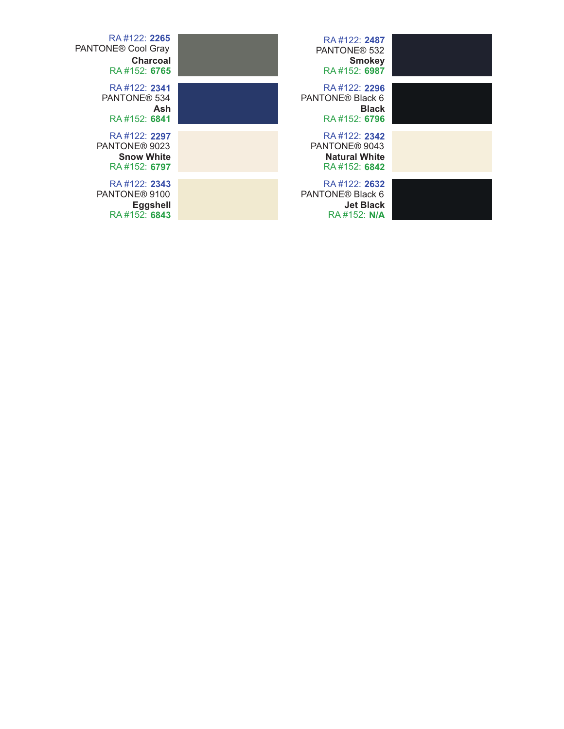RA #122: **2265**
PANTONE® Cool Gray
**Charcoal**
RA #152: **6765**

RA #122: **2487**
PANTONE® 532
**Smokey**
RA #152: **6987**

RA #122: **2341**
PANTONE® 534
**Ash**
RA #152: **6841**

RA #122: **2296**
PANTONE® Black 6
**Black**
RA #152: **6796**

RA #122: **2297**
PANTONE® 9023
**Snow White**
RA #152: **6797**

RA #122: **2342**
PANTONE® 9043
**Natural White**
RA #152: **6842**

RA #122: **2343**
PANTONE® 9100
**Eggshell**
RA #152: **6843**

RA #122: **2632**
PANTONE® Black 6
**Jet Black**
RA #152: **N/A**